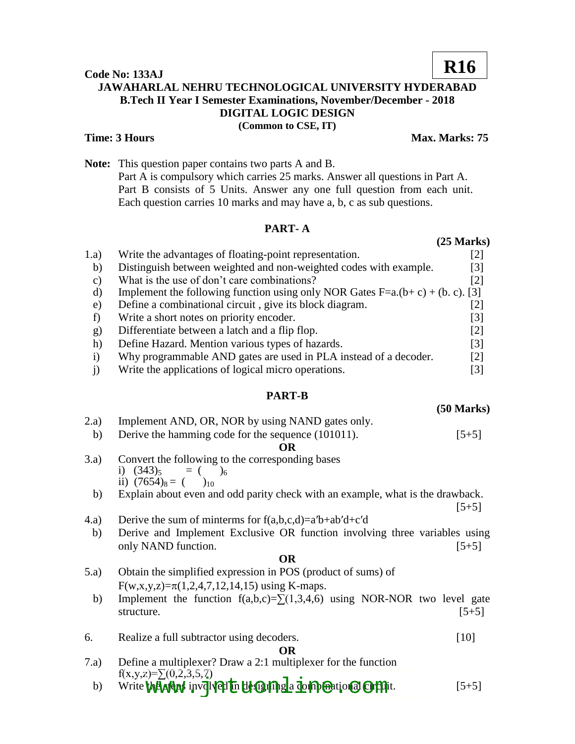**R16**

**Code No: 133AJ**

# JAWAHARLAL NEHRU TECHNOLOGICAL UNIVERSITY HYDERABAD

## B.Tech II Year I Semester Examinations, November/December - 2018

## DIGITAL LOGIC DESIGN

**(Common to CSE, IT)**

**Time: 3 Hours** **Max. Marks: 75**

**Note:** This question paper contains two parts A and B.
Part A is compulsory which carries 25 marks. Answer all questions in Part A.
Part B consists of 5 Units. Answer any one full question from each unit.
Each question carries 10 marks and may have a, b, c as sub questions.

## PART- A

**(25 Marks)**

1.a) Write the advantages of floating-point representation. [2]

b) Distinguish between weighted and non-weighted codes with example. [3]

c) What is the use of don't care combinations? [2]

d) Implement the following function using only NOR Gates $F=a.(b+c) + (b.c)$. [3]

e) Define a combinational circuit , give its block diagram. [2]

f) Write a short notes on priority encoder. [3]

g) Differentiate between a latch and a flip flop. [2]

h) Define Hazard. Mention various types of hazards. [3]

i) Why programmable AND gates are used in PLA instead of a decoder. [2]

j) Write the applications of logical micro operations. [3]

## PART-B

**(50 Marks)**

2.a) Implement AND, OR, NOR by using NAND gates only.

b) Derive the hamming code for the sequence (101011). [5+5]

**OR**

3.a) Convert the following to the corresponding bases

i) $(343)_5 = (\quad)_6$

ii) $(7654)_8 = (\quad)_{10}$

b) Explain about even and odd parity check with an example, what is the drawback. [5+5]

4.a) Derive the sum of minterms for $f(a,b,c,d)=a'b+ab'd+c'd$

b) Derive and Implement Exclusive OR function involving three variables using only NAND function. [5+5]

**OR**

5.a) Obtain the simplified expression in POS (product of sums) of $F(w,x,y,z)=\pi(1,2,4,7,12,14,15)$ using K-maps.

b) Implement the function $f(a,b,c)=\sum(1,3,4,6)$ using NOR-NOR two level gate structure. [5+5]

6. Realize a full subtractor using decoders. [10]

**OR**

7.a) Define a multiplexer? Draw a 2:1 multiplexer for the function $f(x,y,z)=\sum(0,2,3,5,7)$

b) Write the steps involved in designing a combinational circuit. [5+5]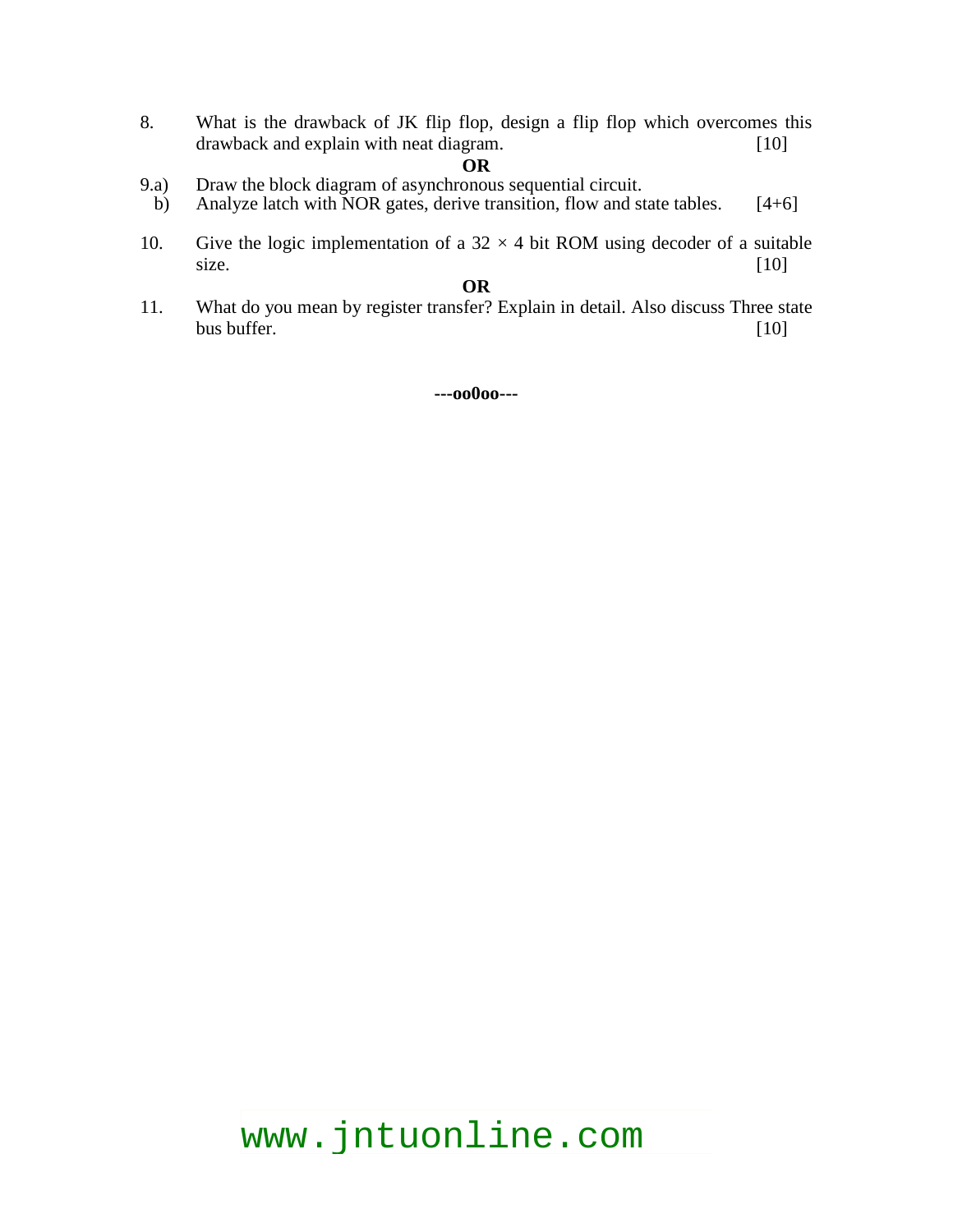8. What is the drawback of JK flip flop, design a flip flop which overcomes this drawback and explain with neat diagram. [10]

**OR**

9.a) Draw the block diagram of asynchronous sequential circuit.
b) Analyze latch with NOR gates, derive transition, flow and state tables. [4+6]

10. Give the logic implementation of a $32 \times 4$ bit ROM using decoder of a suitable size. [10]

**OR**

11. What do you mean by register transfer? Explain in detail. Also discuss Three state bus buffer. [10]

**---oo0oo---**